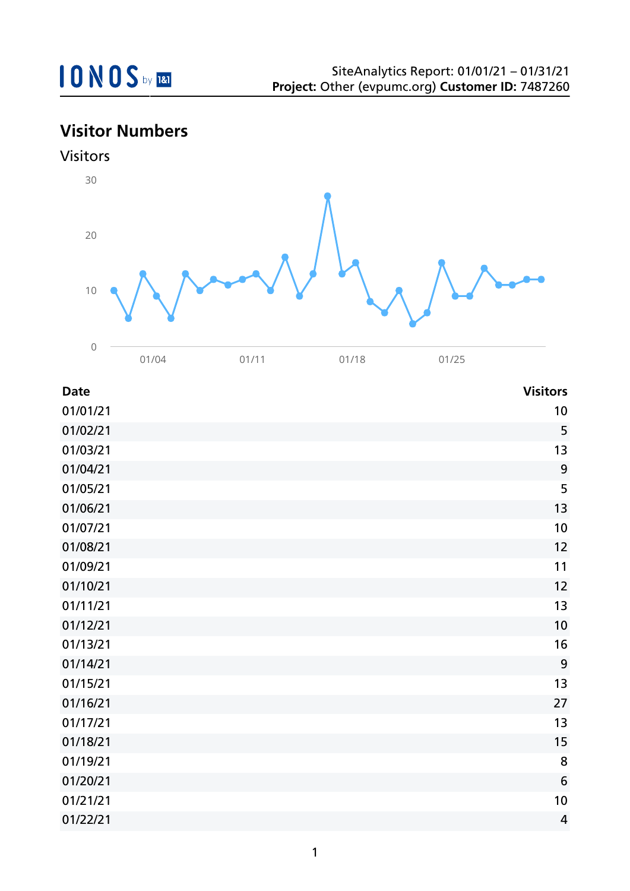IONOS by 1&1

SiteAnalytics Report: 01/01/21 – 01/31/21
**Project:** Other (evpumc.org) **Customer ID:** 7487260

## Visitor Numbers

### Visitors

| Date | Visitors |
|---|---|
| 01/01/21 | 10 |
| 01/02/21 | 5 |
| 01/03/21 | 13 |
| 01/04/21 | 9 |
| 01/05/21 | 5 |
| 01/06/21 | 13 |
| 01/07/21 | 10 |
| 01/08/21 | 12 |
| 01/09/21 | 11 |
| 01/10/21 | 12 |
| 01/11/21 | 13 |
| 01/12/21 | 10 |
| 01/13/21 | 16 |
| 01/14/21 | 9 |
| 01/15/21 | 13 |
| 01/16/21 | 27 |
| 01/17/21 | 13 |
| 01/18/21 | 15 |
| 01/19/21 | 8 |
| 01/20/21 | 6 |
| 01/21/21 | 10 |
| 01/22/21 | 4 |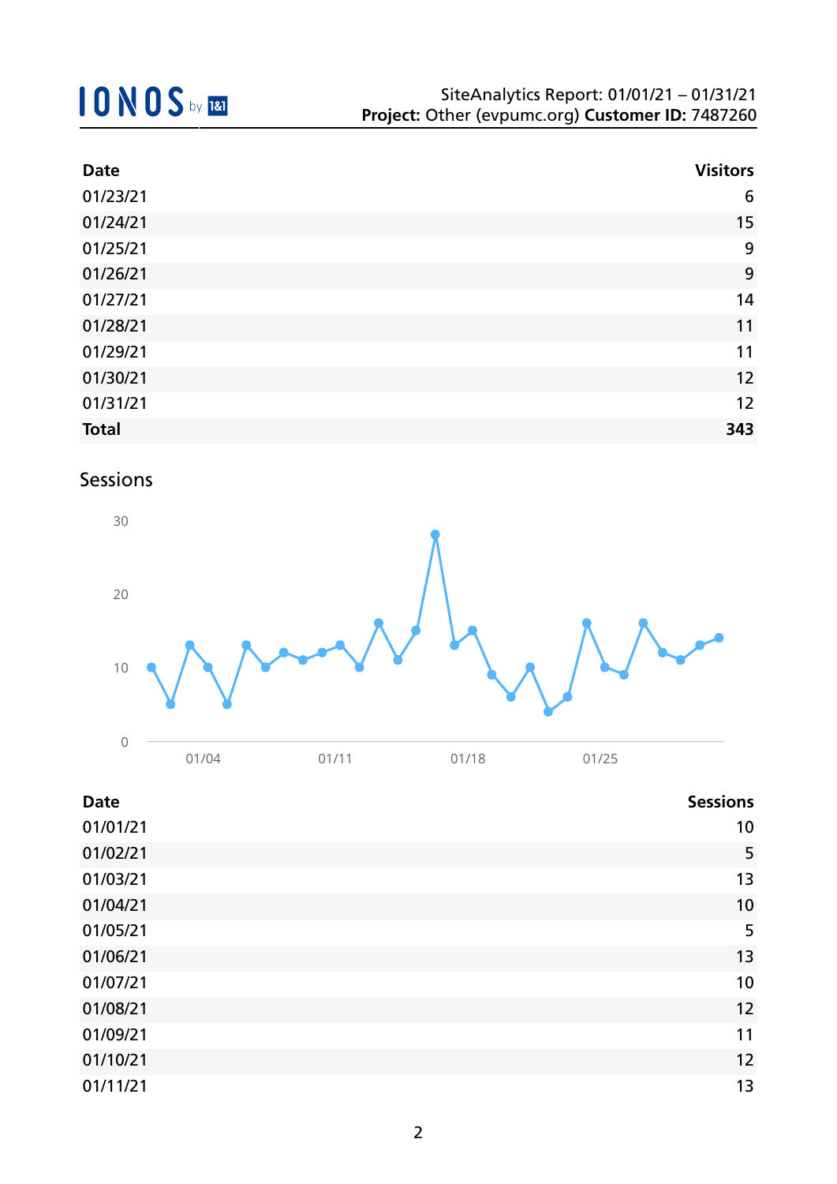| Date | Visitors |
|---|---|
| 01/23/21 | 6 |
| 01/24/21 | 15 |
| 01/25/21 | 9 |
| 01/26/21 | 9 |
| 01/27/21 | 14 |
| 01/28/21 | 11 |
| 01/29/21 | 11 |
| 01/30/21 | 12 |
| 01/31/21 | 12 |
| **Total** | **343** |

## Sessions

| Date | Sessions |
|---|---|
| 01/01/21 | 10 |
| 01/02/21 | 5 |
| 01/03/21 | 13 |
| 01/04/21 | 10 |
| 01/05/21 | 5 |
| 01/06/21 | 13 |
| 01/07/21 | 10 |
| 01/08/21 | 12 |
| 01/09/21 | 11 |
| 01/10/21 | 12 |
| 01/11/21 | 13 |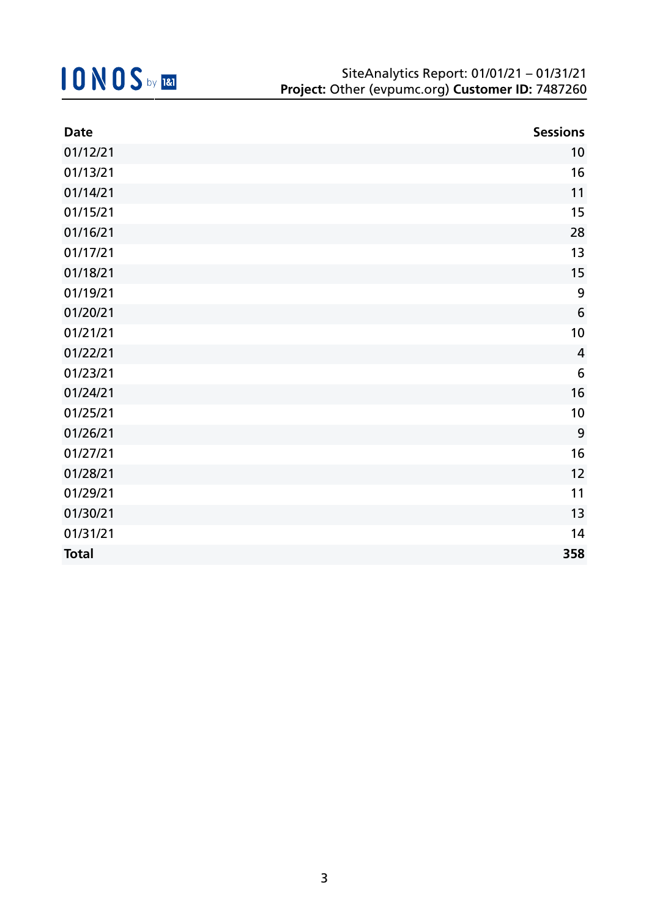| Date | Sessions |
|---|---:|
| 01/12/21 | 10 |
| 01/13/21 | 16 |
| 01/14/21 | 11 |
| 01/15/21 | 15 |
| 01/16/21 | 28 |
| 01/17/21 | 13 |
| 01/18/21 | 15 |
| 01/19/21 | 9 |
| 01/20/21 | 6 |
| 01/21/21 | 10 |
| 01/22/21 | 4 |
| 01/23/21 | 6 |
| 01/24/21 | 16 |
| 01/25/21 | 10 |
| 01/26/21 | 9 |
| 01/27/21 | 16 |
| 01/28/21 | 12 |
| 01/29/21 | 11 |
| 01/30/21 | 13 |
| 01/31/21 | 14 |
| **Total** | **358** |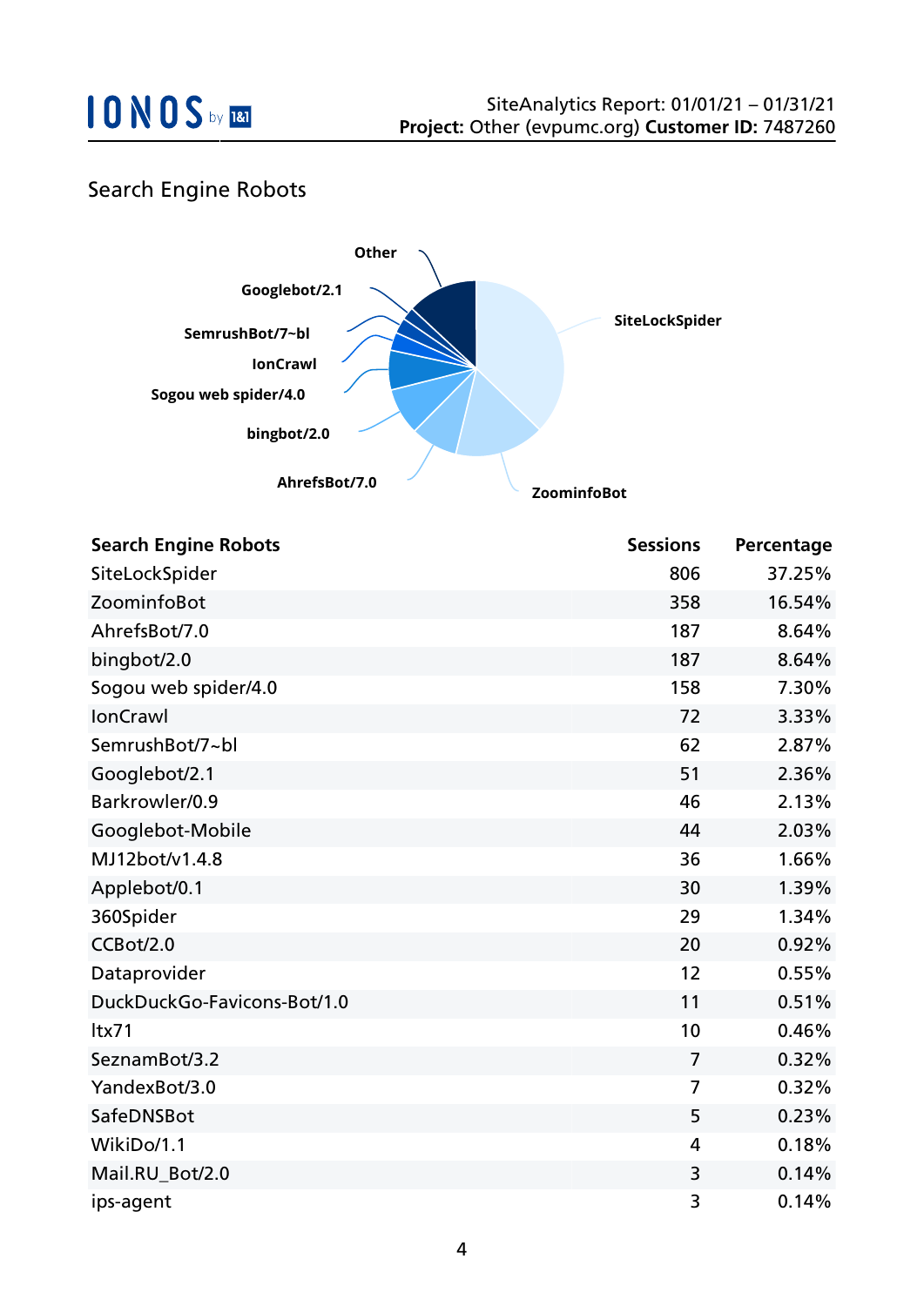## Search Engine Robots

| Search Engine Robots | Sessions | Percentage |
|---|---|---|
| SiteLockSpider | 806 | 37.25% |
| ZoominfoBot | 358 | 16.54% |
| AhrefsBot/7.0 | 187 | 8.64% |
| bingbot/2.0 | 187 | 8.64% |
| Sogou web spider/4.0 | 158 | 7.30% |
| IonCrawl | 72 | 3.33% |
| SemrushBot/7~bl | 62 | 2.87% |
| Googlebot/2.1 | 51 | 2.36% |
| Barkrowler/0.9 | 46 | 2.13% |
| Googlebot-Mobile | 44 | 2.03% |
| MJ12bot/v1.4.8 | 36 | 1.66% |
| Applebot/0.1 | 30 | 1.39% |
| 360Spider | 29 | 1.34% |
| CCBot/2.0 | 20 | 0.92% |
| Dataprovider | 12 | 0.55% |
| DuckDuckGo-Favicons-Bot/1.0 | 11 | 0.51% |
| ltx71 | 10 | 0.46% |
| SeznamBot/3.2 | 7 | 0.32% |
| YandexBot/3.0 | 7 | 0.32% |
| SafeDNSBot | 5 | 0.23% |
| WikiDo/1.1 | 4 | 0.18% |
| Mail.RU_Bot/2.0 | 3 | 0.14% |
| ips-agent | 3 | 0.14% |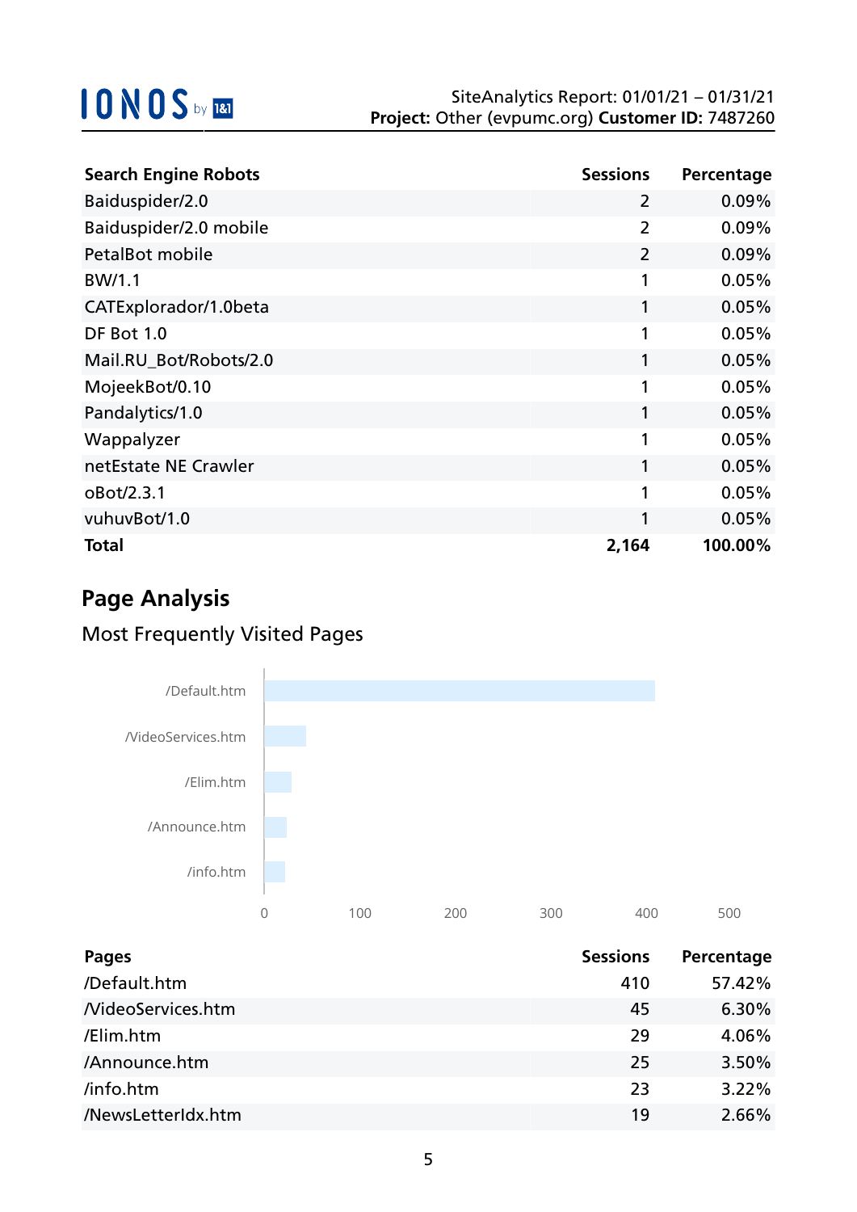| Search Engine Robots | Sessions | Percentage |
|---|---|---|
| Baiduspider/2.0 | 2 | 0.09% |
| Baiduspider/2.0 mobile | 2 | 0.09% |
| PetalBot mobile | 2 | 0.09% |
| BW/1.1 | 1 | 0.05% |
| CATExplorador/1.0beta | 1 | 0.05% |
| DF Bot 1.0 | 1 | 0.05% |
| Mail.RU_Bot/Robots/2.0 | 1 | 0.05% |
| MojeekBot/0.10 | 1 | 0.05% |
| Pandalytics/1.0 | 1 | 0.05% |
| Wappalyzer | 1 | 0.05% |
| netEstate NE Crawler | 1 | 0.05% |
| oBot/2.3.1 | 1 | 0.05% |
| vuhuvBot/1.0 | 1 | 0.05% |
| **Total** | **2,164** | **100.00%** |

## Page Analysis

### Most Frequently Visited Pages

| Pages | Sessions | Percentage |
|---|---|---|
| /Default.htm | 410 | 57.42% |
| /VideoServices.htm | 45 | 6.30% |
| /Elim.htm | 29 | 4.06% |
| /Announce.htm | 25 | 3.50% |
| /info.htm | 23 | 3.22% |
| /NewsLetterIdx.htm | 19 | 2.66% |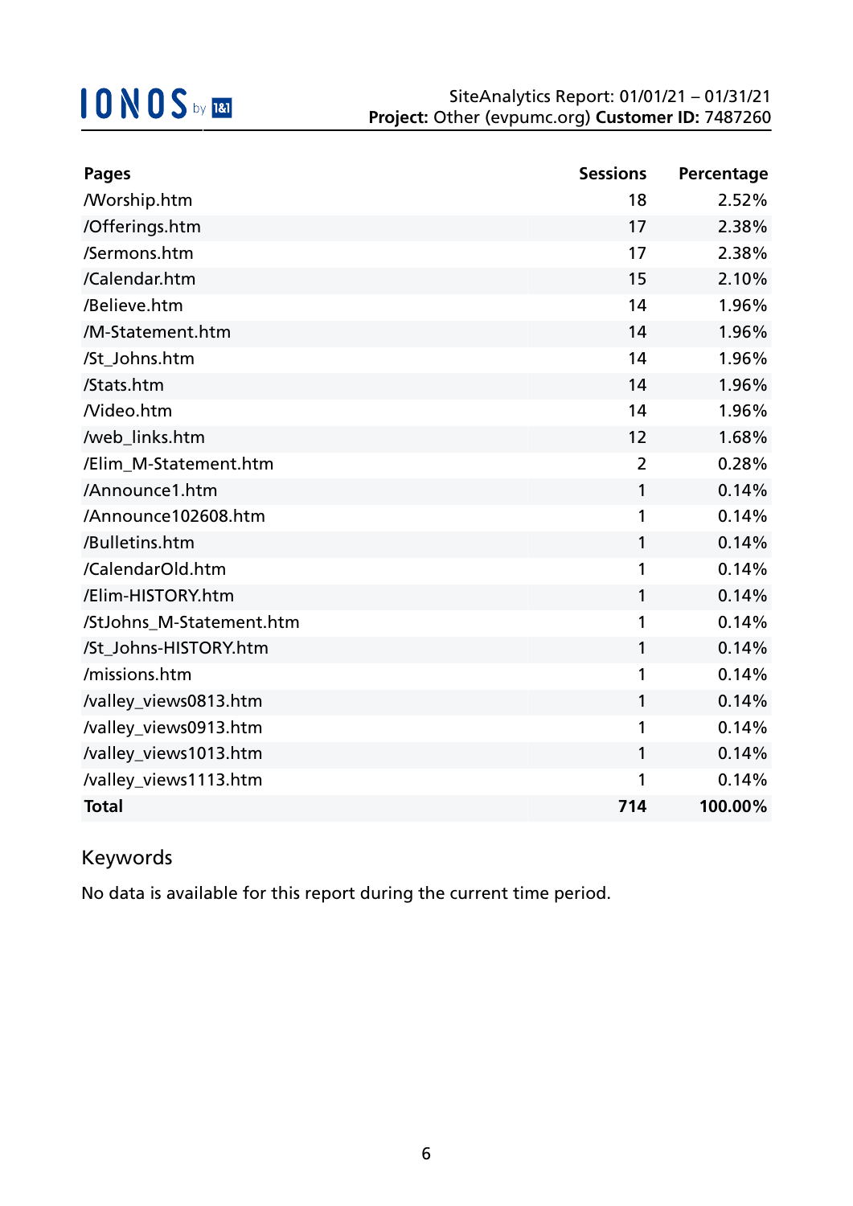| Pages | Sessions | Percentage |
|---|---|---|
| /Worship.htm | 18 | 2.52% |
| /Offerings.htm | 17 | 2.38% |
| /Sermons.htm | 17 | 2.38% |
| /Calendar.htm | 15 | 2.10% |
| /Believe.htm | 14 | 1.96% |
| /M-Statement.htm | 14 | 1.96% |
| /St_Johns.htm | 14 | 1.96% |
| /Stats.htm | 14 | 1.96% |
| /Video.htm | 14 | 1.96% |
| /web_links.htm | 12 | 1.68% |
| /Elim_M-Statement.htm | 2 | 0.28% |
| /Announce1.htm | 1 | 0.14% |
| /Announce102608.htm | 1 | 0.14% |
| /Bulletins.htm | 1 | 0.14% |
| /CalendarOld.htm | 1 | 0.14% |
| /Elim-HISTORY.htm | 1 | 0.14% |
| /StJohns_M-Statement.htm | 1 | 0.14% |
| /St_Johns-HISTORY.htm | 1 | 0.14% |
| /missions.htm | 1 | 0.14% |
| /valley_views0813.htm | 1 | 0.14% |
| /valley_views0913.htm | 1 | 0.14% |
| /valley_views1013.htm | 1 | 0.14% |
| /valley_views1113.htm | 1 | 0.14% |
| **Total** | **714** | **100.00%** |

## Keywords

No data is available for this report during the current time period.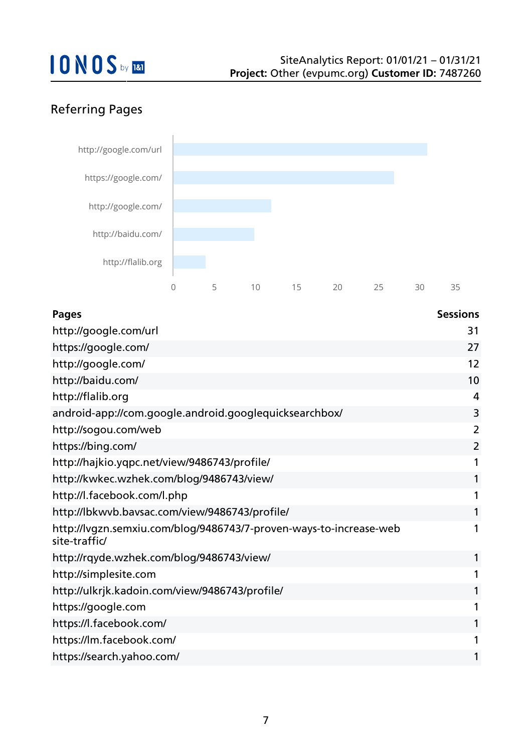## Referring Pages

| Pages | Sessions |
|---|---|
| http://google.com/url | 31 |
| https://google.com/ | 27 |
| http://google.com/ | 12 |
| http://baidu.com/ | 10 |
| http://flalib.org | 4 |
| android-app://com.google.android.googlequicksearchbox/ | 3 |
| http://sogou.com/web | 2 |
| https://bing.com/ | 2 |
| http://hajkio.yqpc.net/view/9486743/profile/ | 1 |
| http://kwkec.wzhek.com/blog/9486743/view/ | 1 |
| http://l.facebook.com/l.php | 1 |
| http://lbkwvb.bavsac.com/view/9486743/profile/ | 1 |
| http://lvgzn.semxiu.com/blog/9486743/7-proven-ways-to-increase-web site-traffic/ | 1 |
| http://rqyde.wzhek.com/blog/9486743/view/ | 1 |
| http://simplesite.com | 1 |
| http://ulkrjk.kadoin.com/view/9486743/profile/ | 1 |
| https://google.com | 1 |
| https://l.facebook.com/ | 1 |
| https://lm.facebook.com/ | 1 |
| https://search.yahoo.com/ | 1 |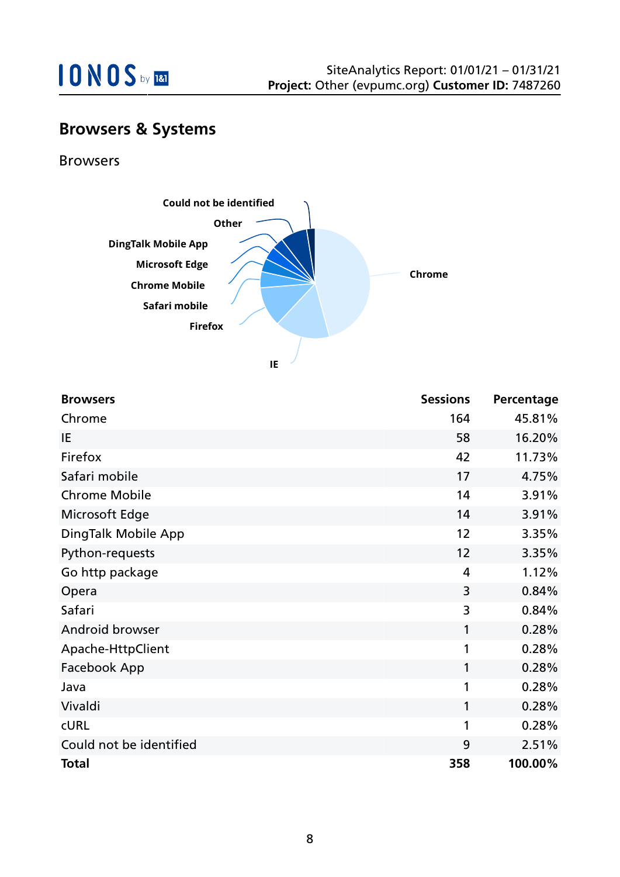## Browsers & Systems

### Browsers

| Browsers | Sessions | Percentage |
|---|---:|---:|
| Chrome | 164 | 45.81% |
| IE | 58 | 16.20% |
| Firefox | 42 | 11.73% |
| Safari mobile | 17 | 4.75% |
| Chrome Mobile | 14 | 3.91% |
| Microsoft Edge | 14 | 3.91% |
| DingTalk Mobile App | 12 | 3.35% |
| Python-requests | 12 | 3.35% |
| Go http package | 4 | 1.12% |
| Opera | 3 | 0.84% |
| Safari | 3 | 0.84% |
| Android browser | 1 | 0.28% |
| Apache-HttpClient | 1 | 0.28% |
| Facebook App | 1 | 0.28% |
| Java | 1 | 0.28% |
| Vivaldi | 1 | 0.28% |
| cURL | 1 | 0.28% |
| Could not be identified | 9 | 2.51% |
| **Total** | **358** | **100.00%** |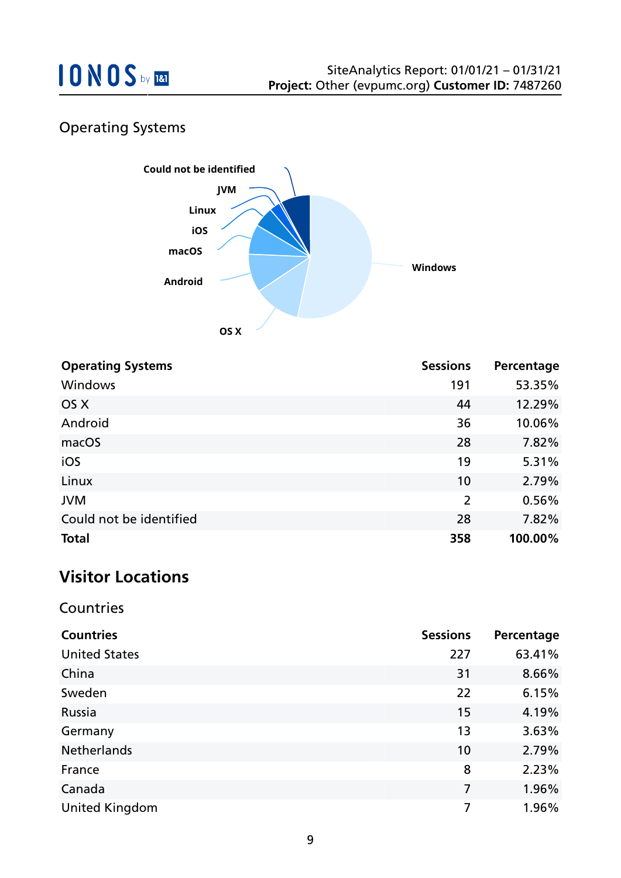## Operating Systems

| Operating Systems | Sessions | Percentage |
|---|---|---|
| Windows | 191 | 53.35% |
| OS X | 44 | 12.29% |
| Android | 36 | 10.06% |
| macOS | 28 | 7.82% |
| iOS | 19 | 5.31% |
| Linux | 10 | 2.79% |
| JVM | 2 | 0.56% |
| Could not be identified | 28 | 7.82% |
| **Total** | **358** | **100.00%** |

# Visitor Locations

## Countries

| Countries | Sessions | Percentage |
|---|---|---|
| United States | 227 | 63.41% |
| China | 31 | 8.66% |
| Sweden | 22 | 6.15% |
| Russia | 15 | 4.19% |
| Germany | 13 | 3.63% |
| Netherlands | 10 | 2.79% |
| France | 8 | 2.23% |
| Canada | 7 | 1.96% |
| United Kingdom | 7 | 1.96% |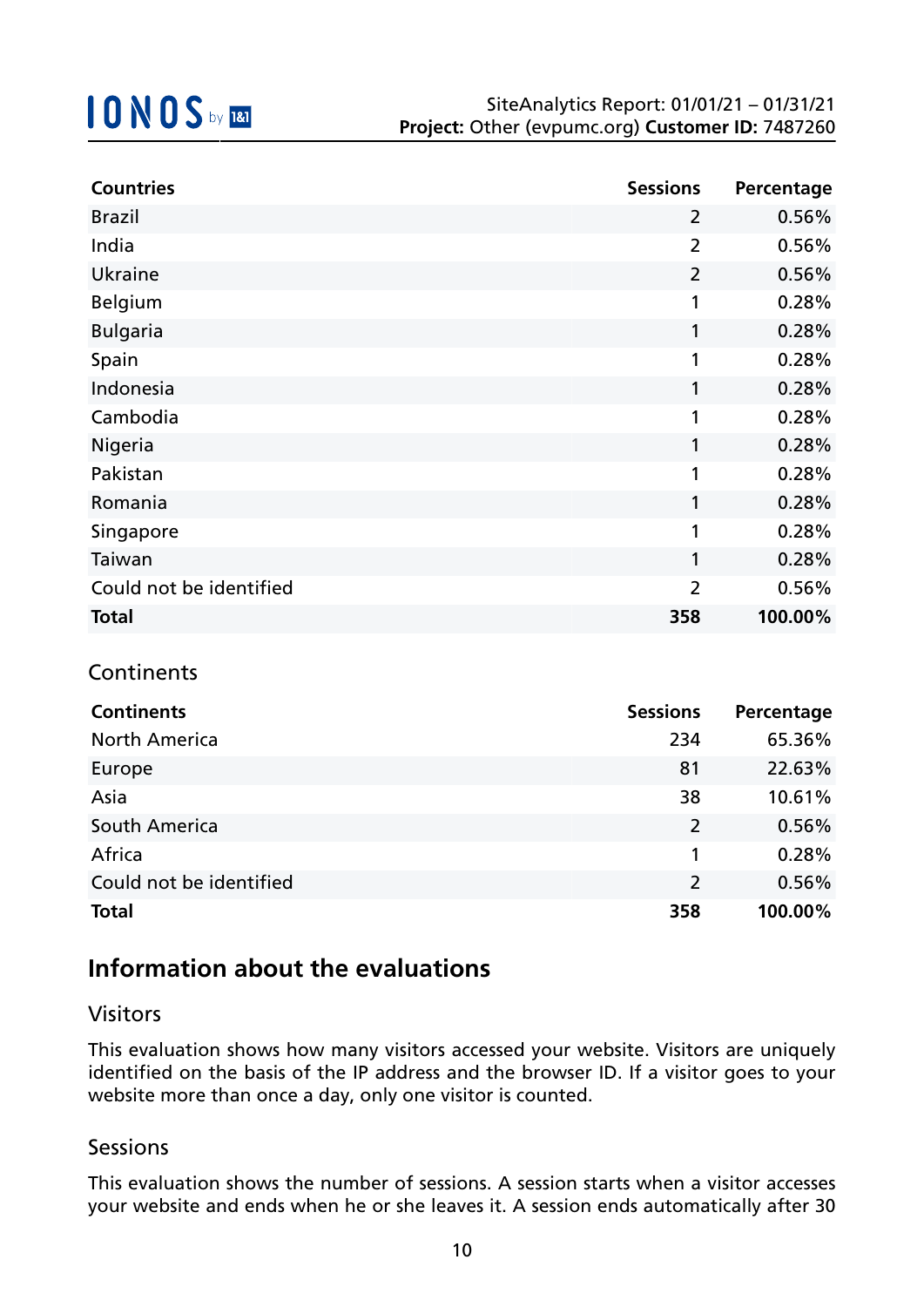| Countries | Sessions | Percentage |
|---|---|---|
| Brazil | 2 | 0.56% |
| India | 2 | 0.56% |
| Ukraine | 2 | 0.56% |
| Belgium | 1 | 0.28% |
| Bulgaria | 1 | 0.28% |
| Spain | 1 | 0.28% |
| Indonesia | 1 | 0.28% |
| Cambodia | 1 | 0.28% |
| Nigeria | 1 | 0.28% |
| Pakistan | 1 | 0.28% |
| Romania | 1 | 0.28% |
| Singapore | 1 | 0.28% |
| Taiwan | 1 | 0.28% |
| Could not be identified | 2 | 0.56% |
| **Total** | **358** | **100.00%** |

### Continents

| Continents | Sessions | Percentage |
|---|---|---|
| North America | 234 | 65.36% |
| Europe | 81 | 22.63% |
| Asia | 38 | 10.61% |
| South America | 2 | 0.56% |
| Africa | 1 | 0.28% |
| Could not be identified | 2 | 0.56% |
| **Total** | **358** | **100.00%** |

## Information about the evaluations

### Visitors

This evaluation shows how many visitors accessed your website. Visitors are uniquely identified on the basis of the IP address and the browser ID. If a visitor goes to your website more than once a day, only one visitor is counted.

### Sessions

This evaluation shows the number of sessions. A session starts when a visitor accesses your website and ends when he or she leaves it. A session ends automatically after 30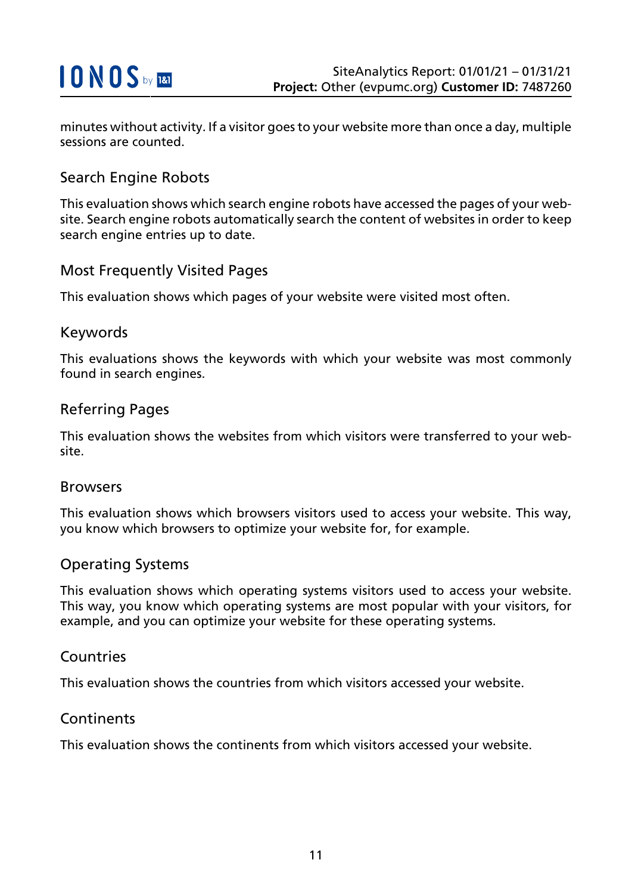minutes without activity. If a visitor goes to your website more than once a day, multiple sessions are counted.

### Search Engine Robots

This evaluation shows which search engine robots have accessed the pages of your website. Search engine robots automatically search the content of websites in order to keep search engine entries up to date.

### Most Frequently Visited Pages

This evaluation shows which pages of your website were visited most often.

### Keywords

This evaluations shows the keywords with which your website was most commonly found in search engines.

### Referring Pages

This evaluation shows the websites from which visitors were transferred to your website.

### Browsers

This evaluation shows which browsers visitors used to access your website. This way, you know which browsers to optimize your website for, for example.

### Operating Systems

This evaluation shows which operating systems visitors used to access your website. This way, you know which operating systems are most popular with your visitors, for example, and you can optimize your website for these operating systems.

### Countries

This evaluation shows the countries from which visitors accessed your website.

### Continents

This evaluation shows the continents from which visitors accessed your website.